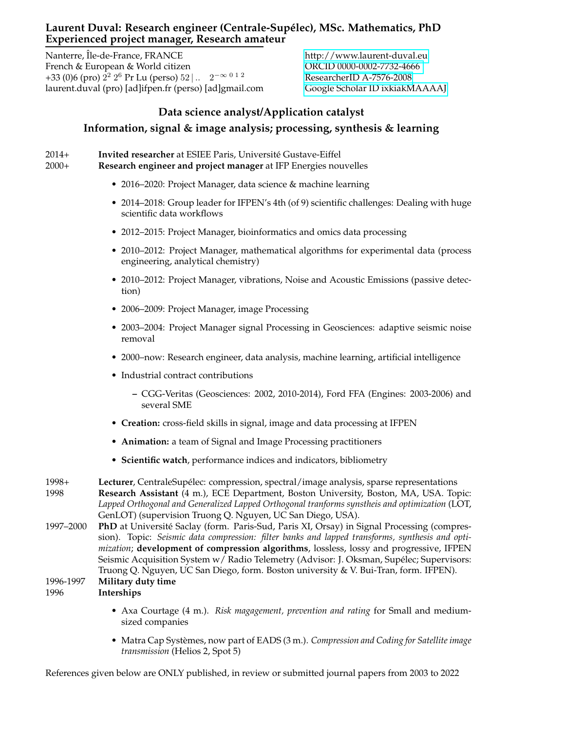# Laurent Duval: Research engineer (Centrale-Supélec), MSc. Mathematics, PhD Experienced project manager, Research amateur

Nanterre, Île-de-France, FRANCE
French & European & World citizen
+33 (0)6 (pro) $2^2$ $2^6$ Pr Lu (perso) 52 | .. $2^{-\infty\ 0\ 1\ 2}$
laurent.duval (pro) [ad]ifpen.fr (perso) [ad]gmail.com

http://www.laurent-duval.eu
ORCID 0000-0002-7732-4666
ResearcherID A-7576-2008
Google Scholar ID ixkiakMAAAAJ

## Data science analyst/Application catalyst

## Information, signal & image analysis; processing, synthesis & learning

2014+ **Invited researcher** at ESIEE Paris, Université Gustave-Eiffel

2000+ **Research engineer and project manager** at IFP Energies nouvelles

- 2016–2020: Project Manager, data science & machine learning
- 2014–2018: Group leader for IFPEN's 4th (of 9) scientific challenges: Dealing with huge scientific data workflows
- 2012–2015: Project Manager, bioinformatics and omics data processing
- 2010–2012: Project Manager, mathematical algorithms for experimental data (process engineering, analytical chemistry)
- 2010–2012: Project Manager, vibrations, Noise and Acoustic Emissions (passive detection)
- 2006–2009: Project Manager, image Processing
- 2003–2004: Project Manager signal Processing in Geosciences: adaptive seismic noise removal
- 2000–now: Research engineer, data analysis, machine learning, artificial intelligence
- Industrial contract contributions
  - CGG-Veritas (Geosciences: 2002, 2010-2014), Ford FFA (Engines: 2003-2006) and several SME
- **Creation:** cross-field skills in signal, image and data processing at IFPEN
- **Animation:** a team of Signal and Image Processing practitioners
- **Scientific watch**, performance indices and indicators, bibliometry

1998+ **Lecturer**, CentraleSupélec: compression, spectral/image analysis, sparse representations

1998 **Research Assistant** (4 m.), ECE Department, Boston University, Boston, MA, USA. Topic: *Lapped Orthogonal and Generalized Lapped Orthogonal tranforms synstheis and optimization* (LOT, GenLOT) (supervision Truong Q. Nguyen, UC San Diego, USA).

1997–2000 **PhD** at Université Saclay (form. Paris-Sud, Paris XI, Orsay) in Signal Processing (compression). Topic: *Seismic data compression: filter banks and lapped transforms, synthesis and optimization*; **development of compression algorithms**, lossless, lossy and progressive, IFPEN Seismic Acquisition System w/ Radio Telemetry (Advisor: J. Oksman, Supélec; Supervisors: Truong Q. Nguyen, UC San Diego, form. Boston university & V. Bui-Tran, form. IFPEN).

1996-1997 **Military duty time**

1996 **Interships**

- Axa Courtage (4 m.). *Risk magagement, prevention and rating* for Small and medium-sized companies
- Matra Cap Systèmes, now part of EADS (3 m.). *Compression and Coding for Satellite image transmission* (Helios 2, Spot 5)

References given below are ONLY published, in review or submitted journal papers from 2003 to 2022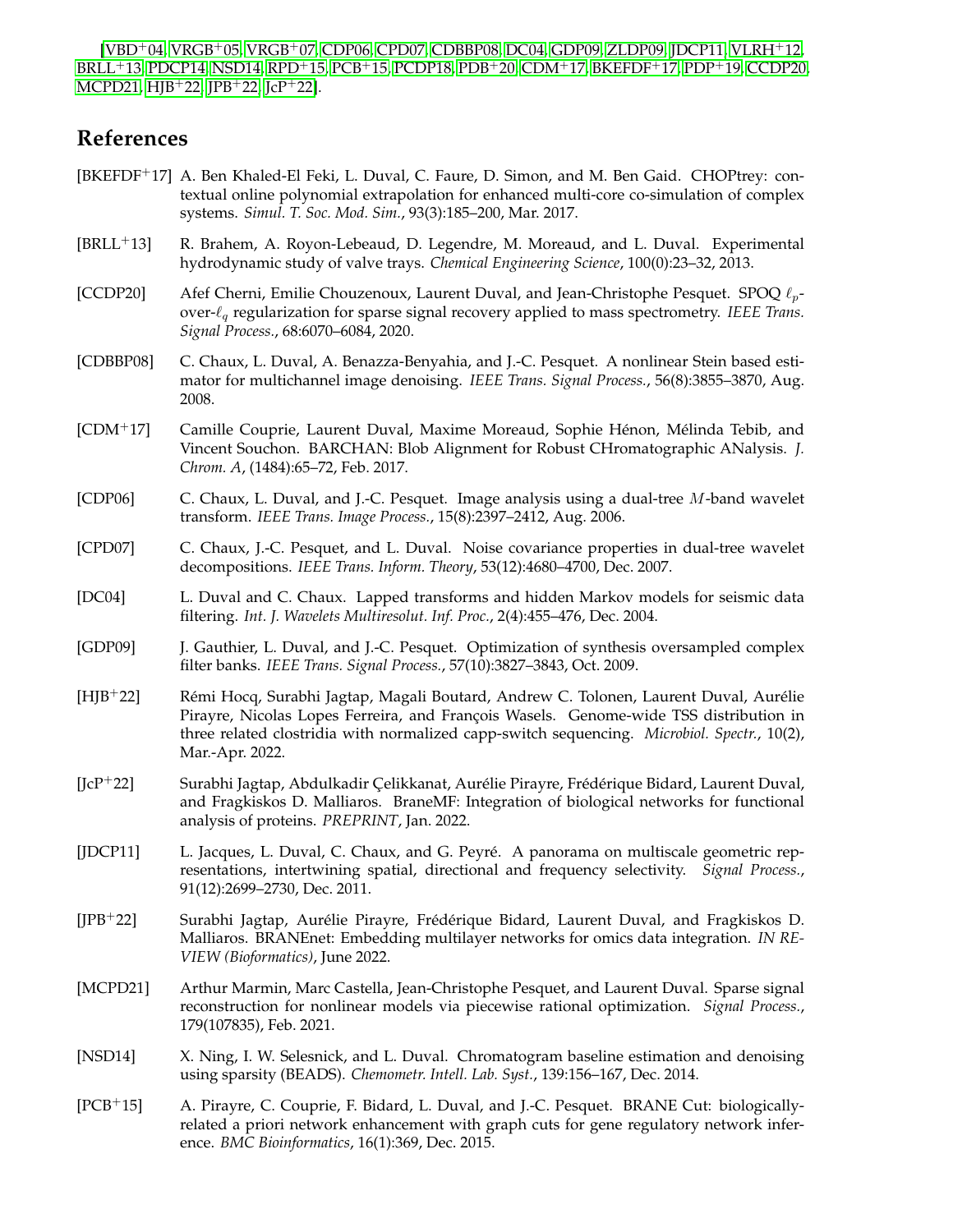[VBD+04, VRGB+05, VRGB+07, CDP06, CPD07, CDBBP08, DC04, GDP09, ZLDP09, JDCP11, VLRH+12, BRLL+13, PDCP14, NSD14, RPD+15, PCB+15, PCDP18, PDB+20, CDM+17, BKEFDF+17, PDP+19, CCDP20, MCPD21, HJB+22, JPB+22, JcP+22].

# References

[BKEFDF+17] A. Ben Khaled-El Feki, L. Duval, C. Faure, D. Simon, and M. Ben Gaid. CHOPtrey: contextual online polynomial extrapolation for enhanced multi-core co-simulation of complex systems. *Simul. T. Soc. Mod. Sim.*, 93(3):185–200, Mar. 2017.

[BRLL+13] R. Brahem, A. Royon-Lebeaud, D. Legendre, M. Moreaud, and L. Duval. Experimental hydrodynamic study of valve trays. *Chemical Engineering Science*, 100(0):23–32, 2013.

[CCDP20] Afef Cherni, Emilie Chouzenoux, Laurent Duval, and Jean-Christophe Pesquet. SPOQ $\ell_p$-over-$\ell_q$ regularization for sparse signal recovery applied to mass spectrometry. *IEEE Trans. Signal Process.*, 68:6070–6084, 2020.

[CDBBP08] C. Chaux, L. Duval, A. Benazza-Benyahia, and J.-C. Pesquet. A nonlinear Stein based estimator for multichannel image denoising. *IEEE Trans. Signal Process.*, 56(8):3855–3870, Aug. 2008.

[CDM+17] Camille Couprie, Laurent Duval, Maxime Moreaud, Sophie Hénon, Mélinda Tebib, and Vincent Souchon. BARCHAN: Blob Alignment for Robust CHromatographic ANalysis. *J. Chrom. A*, (1484):65–72, Feb. 2017.

[CDP06] C. Chaux, L. Duval, and J.-C. Pesquet. Image analysis using a dual-tree $M$-band wavelet transform. *IEEE Trans. Image Process.*, 15(8):2397–2412, Aug. 2006.

[CPD07] C. Chaux, J.-C. Pesquet, and L. Duval. Noise covariance properties in dual-tree wavelet decompositions. *IEEE Trans. Inform. Theory*, 53(12):4680–4700, Dec. 2007.

[DC04] L. Duval and C. Chaux. Lapped transforms and hidden Markov models for seismic data filtering. *Int. J. Wavelets Multiresolut. Inf. Proc.*, 2(4):455–476, Dec. 2004.

[GDP09] J. Gauthier, L. Duval, and J.-C. Pesquet. Optimization of synthesis oversampled complex filter banks. *IEEE Trans. Signal Process.*, 57(10):3827–3843, Oct. 2009.

[HJB+22] Rémi Hocq, Surabhi Jagtap, Magali Boutard, Andrew C. Tolonen, Laurent Duval, Aurélie Pirayre, Nicolas Lopes Ferreira, and François Wasels. Genome-wide TSS distribution in three related clostridia with normalized capp-switch sequencing. *Microbiol. Spectr.*, 10(2), Mar.-Apr. 2022.

[JcP+22] Surabhi Jagtap, Abdulkadir Çelikkanat, Aurélie Pirayre, Frédérique Bidard, Laurent Duval, and Fragkiskos D. Malliaros. BraneMF: Integration of biological networks for functional analysis of proteins. *PREPRINT*, Jan. 2022.

[JDCP11] L. Jacques, L. Duval, C. Chaux, and G. Peyré. A panorama on multiscale geometric representations, intertwining spatial, directional and frequency selectivity. *Signal Process.*, 91(12):2699–2730, Dec. 2011.

[JPB+22] Surabhi Jagtap, Aurélie Pirayre, Frédérique Bidard, Laurent Duval, and Fragkiskos D. Malliaros. BRANEnet: Embedding multilayer networks for omics data integration. *IN REVIEW (Bioformatics)*, June 2022.

[MCPD21] Arthur Marmin, Marc Castella, Jean-Christophe Pesquet, and Laurent Duval. Sparse signal reconstruction for nonlinear models via piecewise rational optimization. *Signal Process.*, 179(107835), Feb. 2021.

[NSD14] X. Ning, I. W. Selesnick, and L. Duval. Chromatogram baseline estimation and denoising using sparsity (BEADS). *Chemometr. Intell. Lab. Syst.*, 139:156–167, Dec. 2014.

[PCB+15] A. Pirayre, C. Couprie, F. Bidard, L. Duval, and J.-C. Pesquet. BRANE Cut: biologically-related a priori network enhancement with graph cuts for gene regulatory network inference. *BMC Bioinformatics*, 16(1):369, Dec. 2015.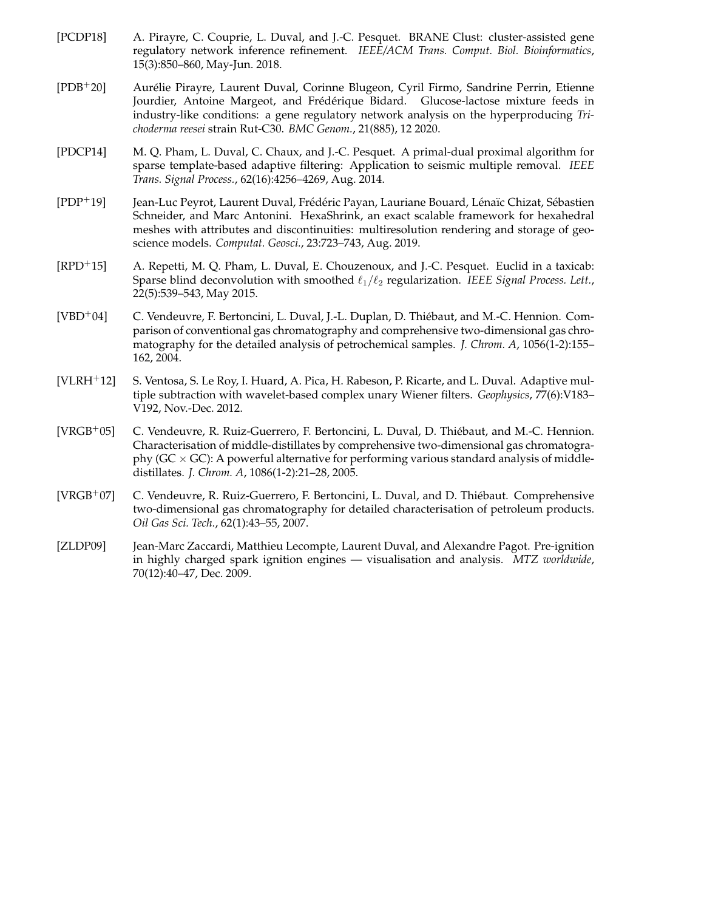[PCDP18] A. Pirayre, C. Couprie, L. Duval, and J.-C. Pesquet. BRANE Clust: cluster-assisted gene regulatory network inference refinement. *IEEE/ACM Trans. Comput. Biol. Bioinformatics*, 15(3):850–860, May-Jun. 2018.

[PDB+20] Aurélie Pirayre, Laurent Duval, Corinne Blugeon, Cyril Firmo, Sandrine Perrin, Etienne Jourdier, Antoine Margeot, and Frédérique Bidard. Glucose-lactose mixture feeds in industry-like conditions: a gene regulatory network analysis on the hyperproducing *Trichoderma reesei* strain Rut-C30. *BMC Genom.*, 21(885), 12 2020.

[PDCP14] M. Q. Pham, L. Duval, C. Chaux, and J.-C. Pesquet. A primal-dual proximal algorithm for sparse template-based adaptive filtering: Application to seismic multiple removal. *IEEE Trans. Signal Process.*, 62(16):4256–4269, Aug. 2014.

[PDP+19] Jean-Luc Peyrot, Laurent Duval, Frédéric Payan, Lauriane Bouard, Lénaïc Chizat, Sébastien Schneider, and Marc Antonini. HexaShrink, an exact scalable framework for hexahedral meshes with attributes and discontinuities: multiresolution rendering and storage of geoscience models. *Computat. Geosci.*, 23:723–743, Aug. 2019.

[RPD+15] A. Repetti, M. Q. Pham, L. Duval, E. Chouzenoux, and J.-C. Pesquet. Euclid in a taxicab: Sparse blind deconvolution with smoothed $\ell_1/\ell_2$ regularization. *IEEE Signal Process. Lett.*, 22(5):539–543, May 2015.

[VBD+04] C. Vendeuvre, F. Bertoncini, L. Duval, J.-L. Duplan, D. Thiébaut, and M.-C. Hennion. Comparison of conventional gas chromatography and comprehensive two-dimensional gas chromatography for the detailed analysis of petrochemical samples. *J. Chrom. A*, 1056(1-2):155–162, 2004.

[VLRH+12] S. Ventosa, S. Le Roy, I. Huard, A. Pica, H. Rabeson, P. Ricarte, and L. Duval. Adaptive multiple subtraction with wavelet-based complex unary Wiener filters. *Geophysics*, 77(6):V183–V192, Nov.-Dec. 2012.

[VRGB+05] C. Vendeuvre, R. Ruiz-Guerrero, F. Bertoncini, L. Duval, D. Thiébaut, and M.-C. Hennion. Characterisation of middle-distillates by comprehensive two-dimensional gas chromatography (GC $\times$ GC): A powerful alternative for performing various standard analysis of middle-distillates. *J. Chrom. A*, 1086(1-2):21–28, 2005.

[VRGB+07] C. Vendeuvre, R. Ruiz-Guerrero, F. Bertoncini, L. Duval, and D. Thiébaut. Comprehensive two-dimensional gas chromatography for detailed characterisation of petroleum products. *Oil Gas Sci. Tech.*, 62(1):43–55, 2007.

[ZLDP09] Jean-Marc Zaccardi, Matthieu Lecompte, Laurent Duval, and Alexandre Pagot. Pre-ignition in highly charged spark ignition engines — visualisation and analysis. *MTZ worldwide*, 70(12):40–47, Dec. 2009.